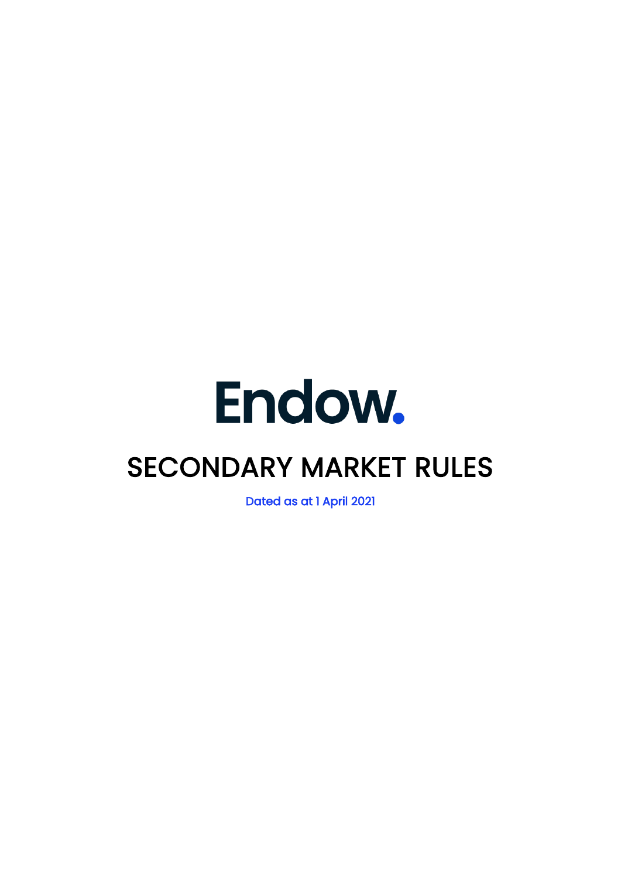# Endow.

# SECONDARY MARKET RULES

Dated as at 1 April 2021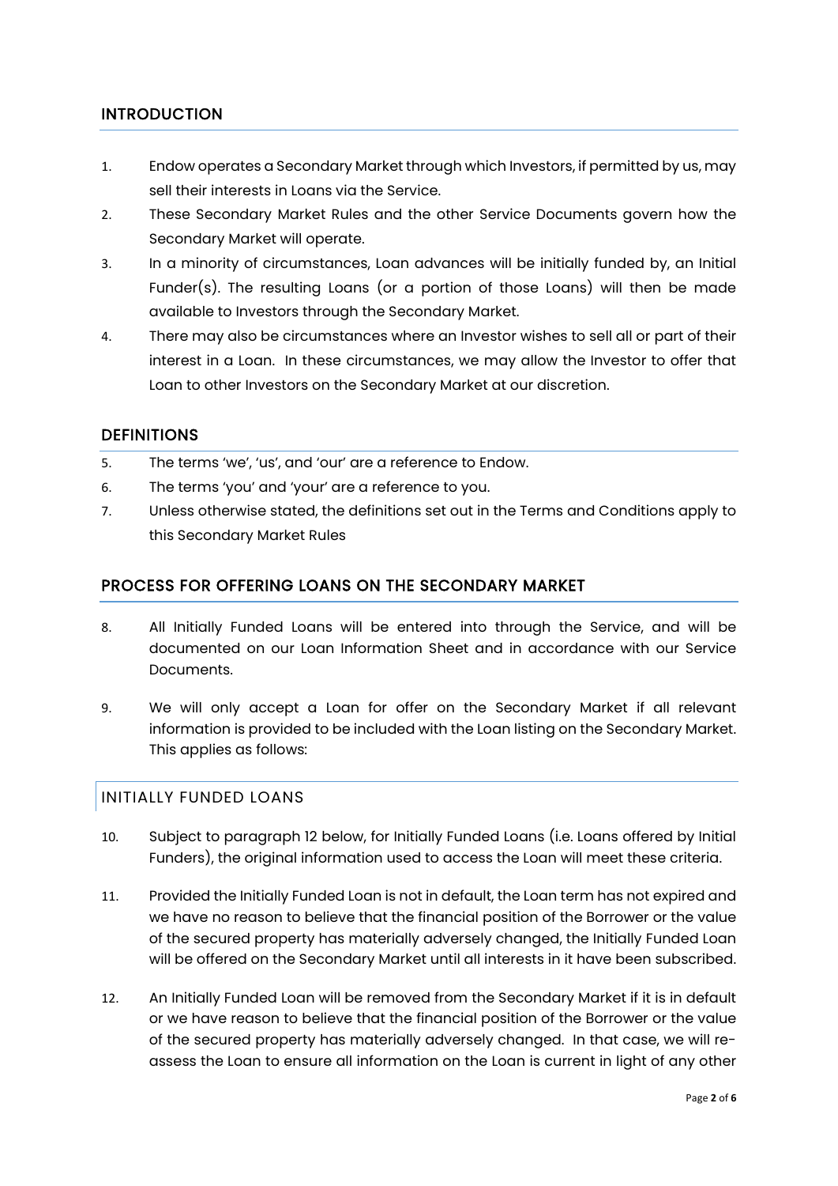## INTRODUCTION

1. Endow operates a Secondary Market through which Investors, if permitted by us, may sell their interests in Loans via the Service.
2. These Secondary Market Rules and the other Service Documents govern how the Secondary Market will operate.
3. In a minority of circumstances, Loan advances will be initially funded by, an Initial Funder(s). The resulting Loans (or a portion of those Loans) will then be made available to Investors through the Secondary Market.
4. There may also be circumstances where an Investor wishes to sell all or part of their interest in a Loan. In these circumstances, we may allow the Investor to offer that Loan to other Investors on the Secondary Market at our discretion.

## DEFINITIONS

5. The terms 'we', 'us', and 'our' are a reference to Endow.
6. The terms 'you' and 'your' are a reference to you.
7. Unless otherwise stated, the definitions set out in the Terms and Conditions apply to this Secondary Market Rules

## PROCESS FOR OFFERING LOANS ON THE SECONDARY MARKET

8. All Initially Funded Loans will be entered into through the Service, and will be documented on our Loan Information Sheet and in accordance with our Service Documents.
9. We will only accept a Loan for offer on the Secondary Market if all relevant information is provided to be included with the Loan listing on the Secondary Market. This applies as follows:

### INITIALLY FUNDED LOANS

10. Subject to paragraph 12 below, for Initially Funded Loans (i.e. Loans offered by Initial Funders), the original information used to access the Loan will meet these criteria.
11. Provided the Initially Funded Loan is not in default, the Loan term has not expired and we have no reason to believe that the financial position of the Borrower or the value of the secured property has materially adversely changed, the Initially Funded Loan will be offered on the Secondary Market until all interests in it have been subscribed.
12. An Initially Funded Loan will be removed from the Secondary Market if it is in default or we have reason to believe that the financial position of the Borrower or the value of the secured property has materially adversely changed. In that case, we will re-assess the Loan to ensure all information on the Loan is current in light of any other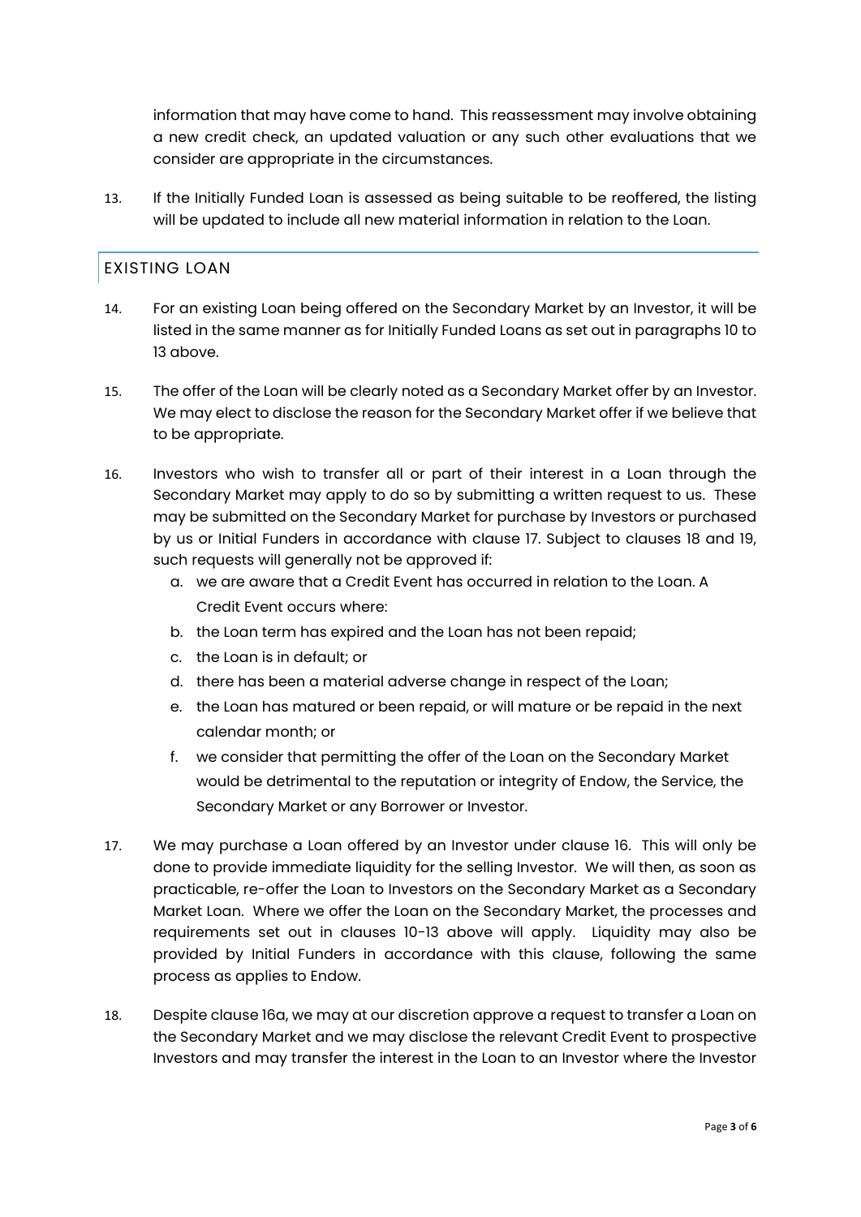information that may have come to hand. This reassessment may involve obtaining a new credit check, an updated valuation or any such other evaluations that we consider are appropriate in the circumstances.

13. If the Initially Funded Loan is assessed as being suitable to be reoffered, the listing will be updated to include all new material information in relation to the Loan.

## EXISTING LOAN

14. For an existing Loan being offered on the Secondary Market by an Investor, it will be listed in the same manner as for Initially Funded Loans as set out in paragraphs 10 to 13 above.

15. The offer of the Loan will be clearly noted as a Secondary Market offer by an Investor. We may elect to disclose the reason for the Secondary Market offer if we believe that to be appropriate.

16. Investors who wish to transfer all or part of their interest in a Loan through the Secondary Market may apply to do so by submitting a written request to us. These may be submitted on the Secondary Market for purchase by Investors or purchased by us or Initial Funders in accordance with clause 17. Subject to clauses 18 and 19, such requests will generally not be approved if:
    a. we are aware that a Credit Event has occurred in relation to the Loan. A Credit Event occurs where:
    b. the Loan term has expired and the Loan has not been repaid;
    c. the Loan is in default; or
    d. there has been a material adverse change in respect of the Loan;
    e. the Loan has matured or been repaid, or will mature or be repaid in the next calendar month; or
    f. we consider that permitting the offer of the Loan on the Secondary Market would be detrimental to the reputation or integrity of Endow, the Service, the Secondary Market or any Borrower or Investor.

17. We may purchase a Loan offered by an Investor under clause 16. This will only be done to provide immediate liquidity for the selling Investor. We will then, as soon as practicable, re-offer the Loan to Investors on the Secondary Market as a Secondary Market Loan. Where we offer the Loan on the Secondary Market, the processes and requirements set out in clauses 10-13 above will apply. Liquidity may also be provided by Initial Funders in accordance with this clause, following the same process as applies to Endow.

18. Despite clause 16a, we may at our discretion approve a request to transfer a Loan on the Secondary Market and we may disclose the relevant Credit Event to prospective Investors and may transfer the interest in the Loan to an Investor where the Investor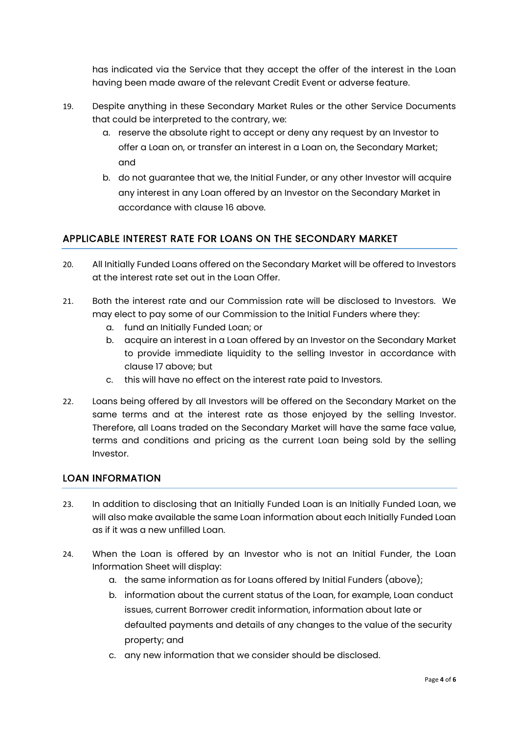has indicated via the Service that they accept the offer of the interest in the Loan having been made aware of the relevant Credit Event or adverse feature.

19. Despite anything in these Secondary Market Rules or the other Service Documents that could be interpreted to the contrary, we:
    a. reserve the absolute right to accept or deny any request by an Investor to offer a Loan on, or transfer an interest in a Loan on, the Secondary Market; and
    b. do not guarantee that we, the Initial Funder, or any other Investor will acquire any interest in any Loan offered by an Investor on the Secondary Market in accordance with clause 16 above.

## APPLICABLE INTEREST RATE FOR LOANS ON THE SECONDARY MARKET

20. All Initially Funded Loans offered on the Secondary Market will be offered to Investors at the interest rate set out in the Loan Offer.

21. Both the interest rate and our Commission rate will be disclosed to Investors. We may elect to pay some of our Commission to the Initial Funders where they:
    a. fund an Initially Funded Loan; or
    b. acquire an interest in a Loan offered by an Investor on the Secondary Market to provide immediate liquidity to the selling Investor in accordance with clause 17 above; but
    c. this will have no effect on the interest rate paid to Investors.

22. Loans being offered by all Investors will be offered on the Secondary Market on the same terms and at the interest rate as those enjoyed by the selling Investor. Therefore, all Loans traded on the Secondary Market will have the same face value, terms and conditions and pricing as the current Loan being sold by the selling Investor.

## LOAN INFORMATION

23. In addition to disclosing that an Initially Funded Loan is an Initially Funded Loan, we will also make available the same Loan information about each Initially Funded Loan as if it was a new unfilled Loan.

24. When the Loan is offered by an Investor who is not an Initial Funder, the Loan Information Sheet will display:
    a. the same information as for Loans offered by Initial Funders (above);
    b. information about the current status of the Loan, for example, Loan conduct issues, current Borrower credit information, information about late or defaulted payments and details of any changes to the value of the security property; and
    c. any new information that we consider should be disclosed.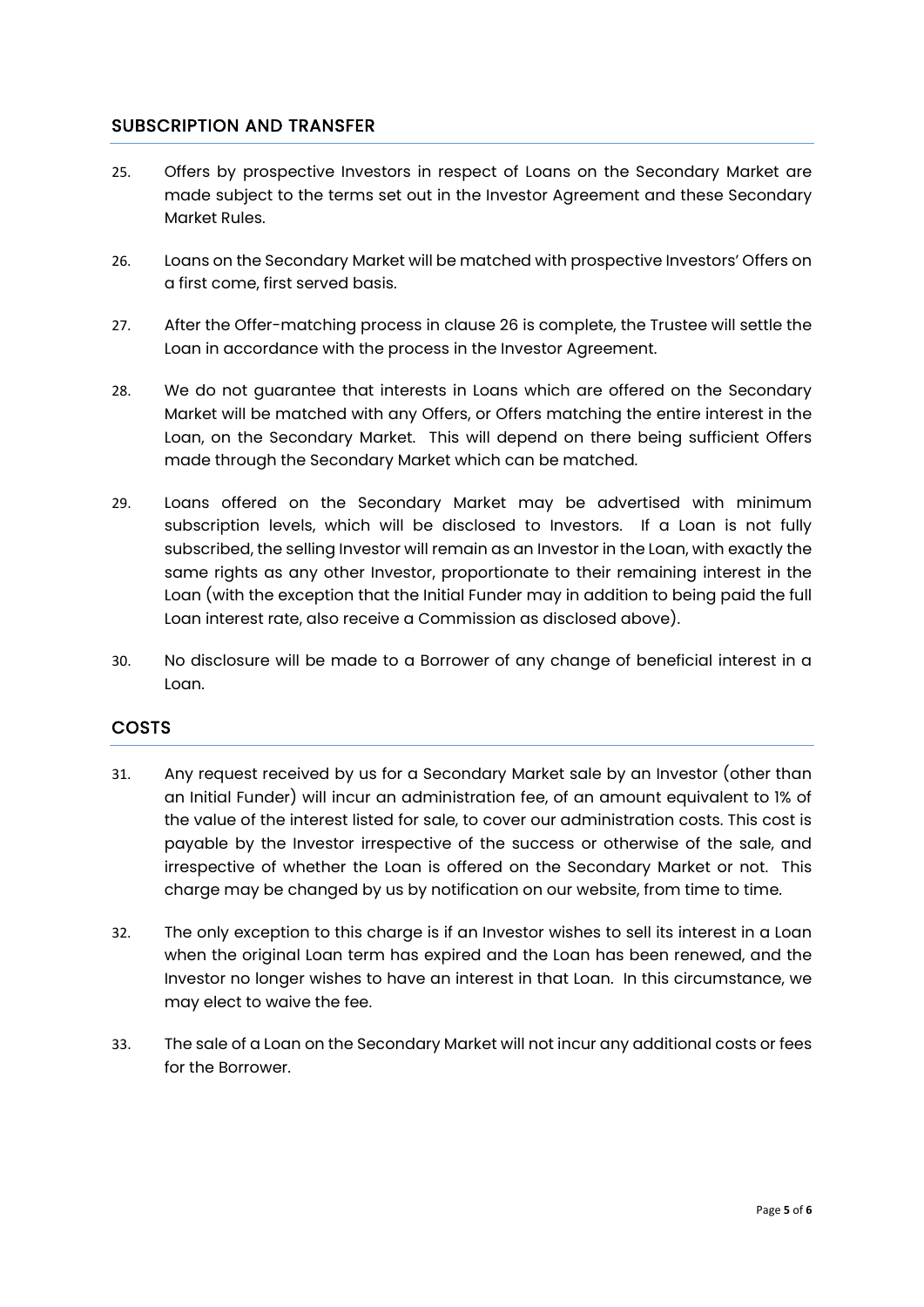## SUBSCRIPTION AND TRANSFER

25. Offers by prospective Investors in respect of Loans on the Secondary Market are made subject to the terms set out in the Investor Agreement and these Secondary Market Rules.

26. Loans on the Secondary Market will be matched with prospective Investors' Offers on a first come, first served basis.

27. After the Offer-matching process in clause 26 is complete, the Trustee will settle the Loan in accordance with the process in the Investor Agreement.

28. We do not guarantee that interests in Loans which are offered on the Secondary Market will be matched with any Offers, or Offers matching the entire interest in the Loan, on the Secondary Market. This will depend on there being sufficient Offers made through the Secondary Market which can be matched.

29. Loans offered on the Secondary Market may be advertised with minimum subscription levels, which will be disclosed to Investors. If a Loan is not fully subscribed, the selling Investor will remain as an Investor in the Loan, with exactly the same rights as any other Investor, proportionate to their remaining interest in the Loan (with the exception that the Initial Funder may in addition to being paid the full Loan interest rate, also receive a Commission as disclosed above).

30. No disclosure will be made to a Borrower of any change of beneficial interest in a Loan.

## COSTS

31. Any request received by us for a Secondary Market sale by an Investor (other than an Initial Funder) will incur an administration fee, of an amount equivalent to 1% of the value of the interest listed for sale, to cover our administration costs. This cost is payable by the Investor irrespective of the success or otherwise of the sale, and irrespective of whether the Loan is offered on the Secondary Market or not. This charge may be changed by us by notification on our website, from time to time.

32. The only exception to this charge is if an Investor wishes to sell its interest in a Loan when the original Loan term has expired and the Loan has been renewed, and the Investor no longer wishes to have an interest in that Loan. In this circumstance, we may elect to waive the fee.

33. The sale of a Loan on the Secondary Market will not incur any additional costs or fees for the Borrower.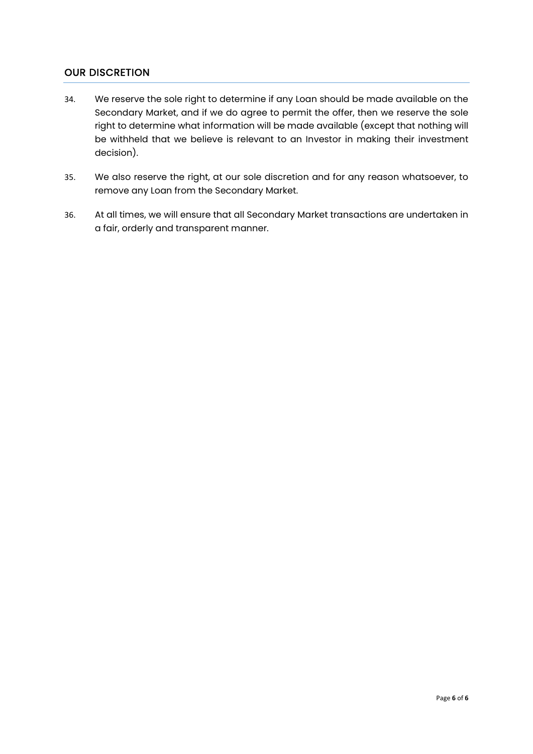## OUR DISCRETION

34. We reserve the sole right to determine if any Loan should be made available on the Secondary Market, and if we do agree to permit the offer, then we reserve the sole right to determine what information will be made available (except that nothing will be withheld that we believe is relevant to an Investor in making their investment decision).

35. We also reserve the right, at our sole discretion and for any reason whatsoever, to remove any Loan from the Secondary Market.

36. At all times, we will ensure that all Secondary Market transactions are undertaken in a fair, orderly and transparent manner.